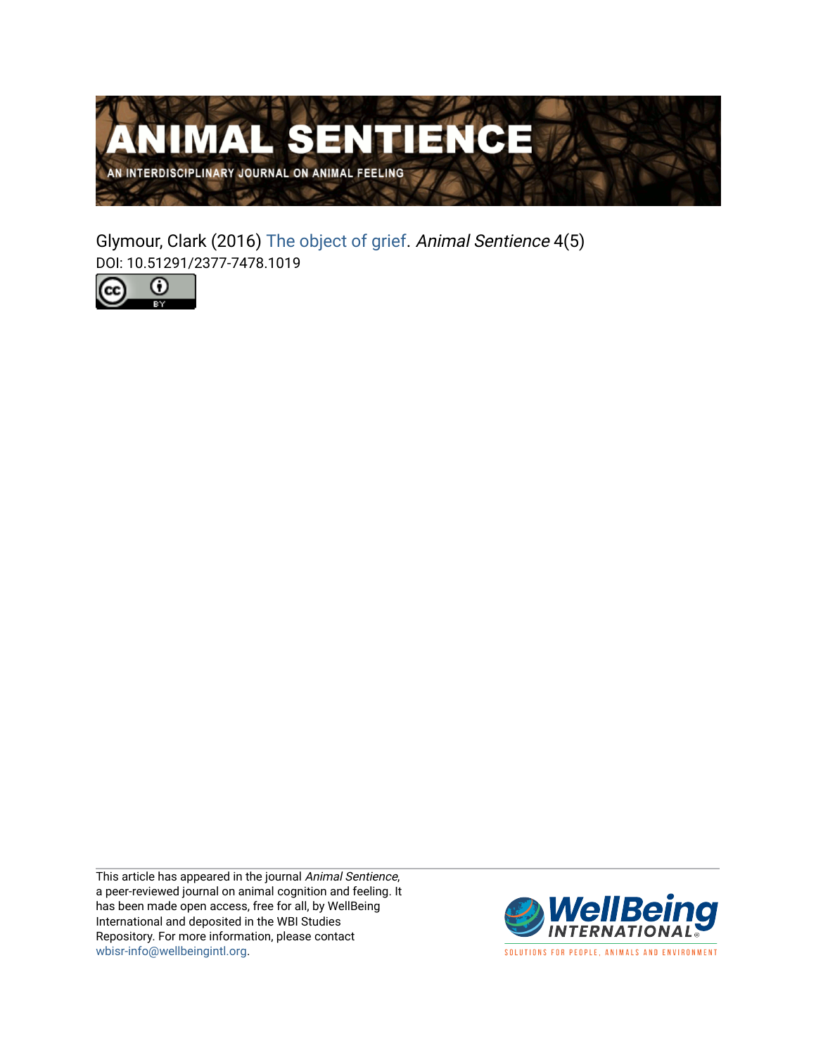# ANIMAL SENTIENCE

AN INTERDISCIPLINARY JOURNAL ON ANIMAL FEELING

Glymour, Clark (2016) The object of grief. *Animal Sentience* 4(5)
DOI: 10.51291/2377-7478.1019

This article has appeared in the journal *Animal Sentience*, a peer-reviewed journal on animal cognition and feeling. It has been made open access, free for all, by WellBeing International and deposited in the WBI Studies Repository. For more information, please contact wbisr-info@wellbeingintl.org.

WellBeing INTERNATIONAL
SOLUTIONS FOR PEOPLE, ANIMALS AND ENVIRONMENT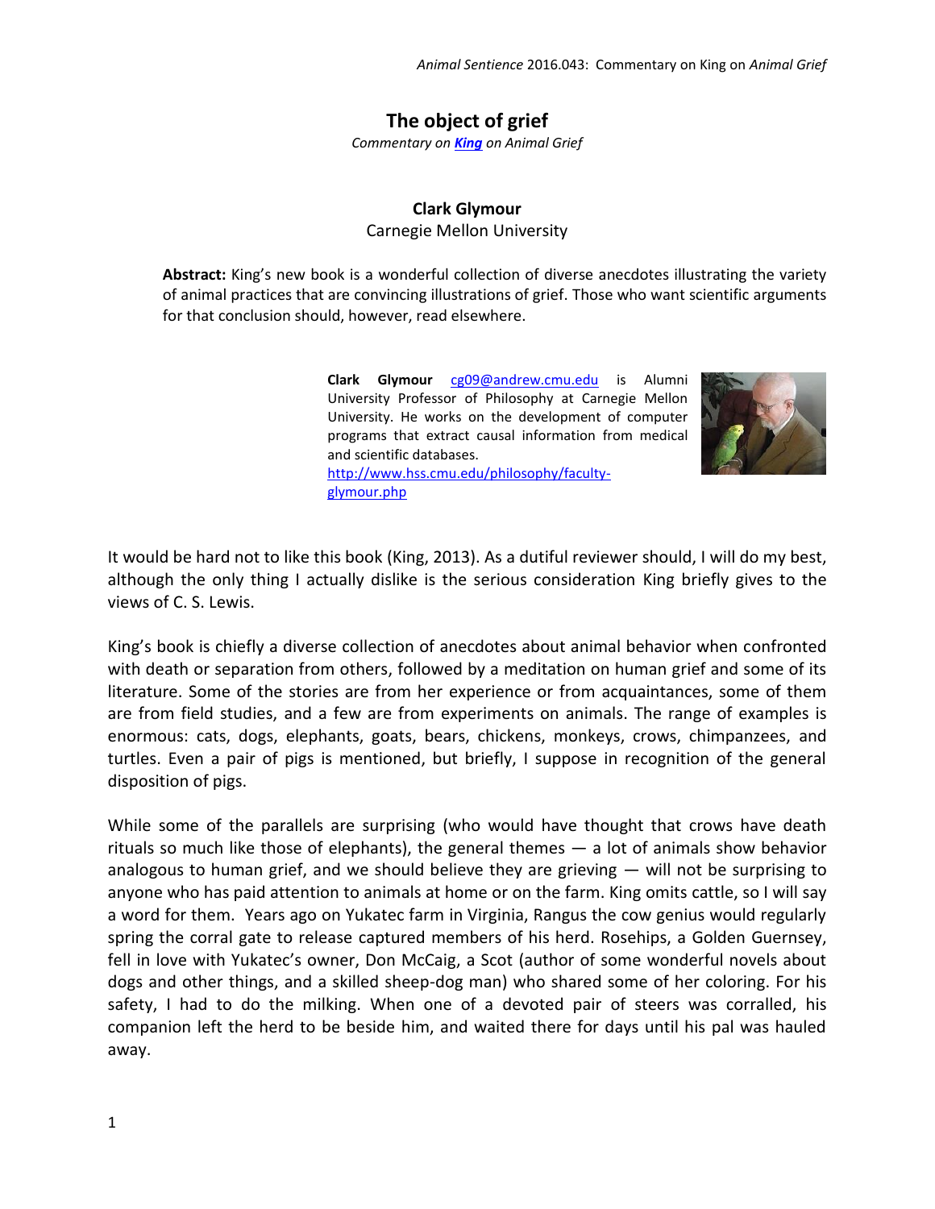# The object of grief

*Commentary on [King](#) on Animal Grief*

**Clark Glymour**
Carnegie Mellon University

**Abstract:** King's new book is a wonderful collection of diverse anecdotes illustrating the variety of animal practices that are convincing illustrations of grief. Those who want scientific arguments for that conclusion should, however, read elsewhere.

**Clark Glymour** cg09@andrew.cmu.edu is Alumni University Professor of Philosophy at Carnegie Mellon University. He works on the development of computer programs that extract causal information from medical and scientific databases. http://www.hss.cmu.edu/philosophy/faculty-glymour.php

It would be hard not to like this book (King, 2013). As a dutiful reviewer should, I will do my best, although the only thing I actually dislike is the serious consideration King briefly gives to the views of C. S. Lewis.

King's book is chiefly a diverse collection of anecdotes about animal behavior when confronted with death or separation from others, followed by a meditation on human grief and some of its literature. Some of the stories are from her experience or from acquaintances, some of them are from field studies, and a few are from experiments on animals. The range of examples is enormous: cats, dogs, elephants, goats, bears, chickens, monkeys, crows, chimpanzees, and turtles. Even a pair of pigs is mentioned, but briefly, I suppose in recognition of the general disposition of pigs.

While some of the parallels are surprising (who would have thought that crows have death rituals so much like those of elephants), the general themes — a lot of animals show behavior analogous to human grief, and we should believe they are grieving — will not be surprising to anyone who has paid attention to animals at home or on the farm. King omits cattle, so I will say a word for them. Years ago on Yukatec farm in Virginia, Rangus the cow genius would regularly spring the corral gate to release captured members of his herd. Rosehips, a Golden Guernsey, fell in love with Yukatec's owner, Don McCaig, a Scot (author of some wonderful novels about dogs and other things, and a skilled sheep-dog man) who shared some of her coloring. For his safety, I had to do the milking. When one of a devoted pair of steers was corralled, his companion left the herd to be beside him, and waited there for days until his pal was hauled away.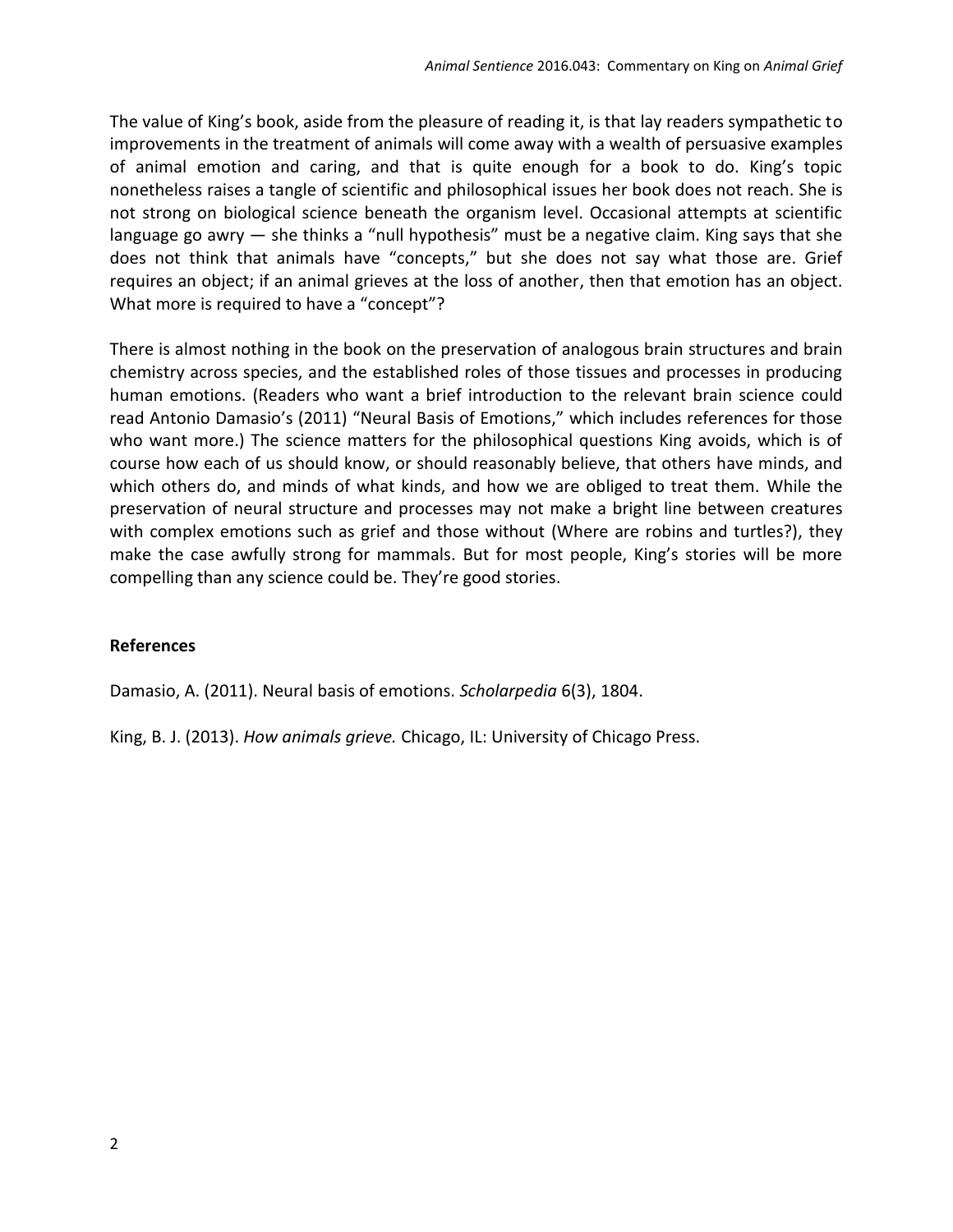The value of King's book, aside from the pleasure of reading it, is that lay readers sympathetic to improvements in the treatment of animals will come away with a wealth of persuasive examples of animal emotion and caring, and that is quite enough for a book to do. King's topic nonetheless raises a tangle of scientific and philosophical issues her book does not reach. She is not strong on biological science beneath the organism level. Occasional attempts at scientific language go awry — she thinks a "null hypothesis" must be a negative claim. King says that she does not think that animals have "concepts," but she does not say what those are. Grief requires an object; if an animal grieves at the loss of another, then that emotion has an object. What more is required to have a "concept"?

There is almost nothing in the book on the preservation of analogous brain structures and brain chemistry across species, and the established roles of those tissues and processes in producing human emotions. (Readers who want a brief introduction to the relevant brain science could read Antonio Damasio's (2011) "Neural Basis of Emotions," which includes references for those who want more.) The science matters for the philosophical questions King avoids, which is of course how each of us should know, or should reasonably believe, that others have minds, and which others do, and minds of what kinds, and how we are obliged to treat them. While the preservation of neural structure and processes may not make a bright line between creatures with complex emotions such as grief and those without (Where are robins and turtles?), they make the case awfully strong for mammals. But for most people, King's stories will be more compelling than any science could be. They're good stories.

## References

Damasio, A. (2011). Neural basis of emotions. *Scholarpedia* 6(3), 1804.

King, B. J. (2013). *How animals grieve.* Chicago, IL: University of Chicago Press.